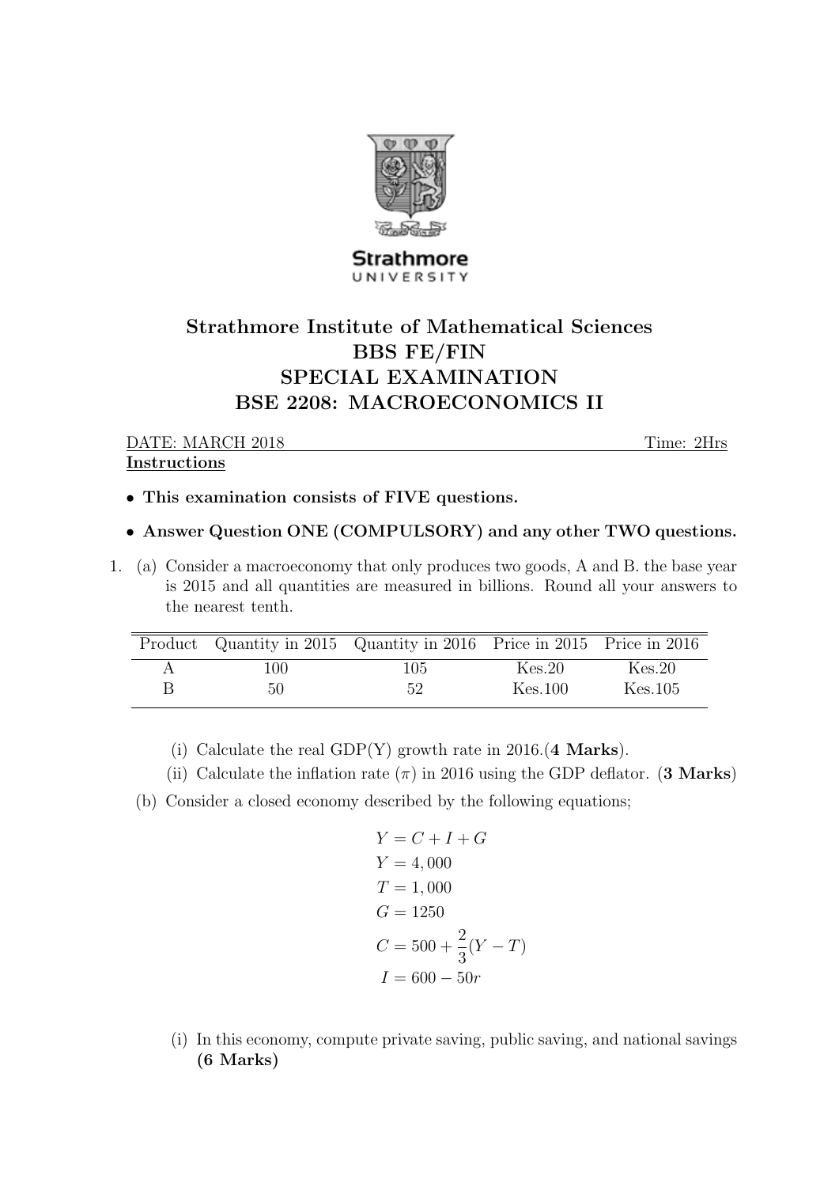# Strathmore Institute of Mathematical Sciences
# BBS FE/FIN
# SPECIAL EXAMINATION
# BSE 2208: MACROECONOMICS II

DATE: MARCH 2018 Time: 2Hrs

**Instructions**

- **This examination consists of FIVE questions.**
- **Answer Question ONE (COMPULSORY) and any other TWO questions.**

1. (a) Consider a macroeconomy that only produces two goods, A and B. the base year is 2015 and all quantities are measured in billions. Round all your answers to the nearest tenth.

| Product | Quantity in 2015 | Quantity in 2016 | Price in 2015 | Price in 2016 |
|---|---|---|---|---|
| A | 100 | 105 | Kes.20 | Kes.20 |
| B | 50 | 52 | Kes.100 | Kes.105 |

   (i) Calculate the real GDP(Y) growth rate in 2016.(**4 Marks**).

   (ii) Calculate the inflation rate ($\pi$) in 2016 using the GDP deflator. (**3 Marks**)

   (b) Consider a closed economy described by the following equations;

$$Y = C + I + G$$
$$Y = 4,000$$
$$T = 1,000$$
$$G = 1250$$
$$C = 500 + \frac{2}{3}(Y - T)$$
$$I = 600 - 50r$$

   (i) In this economy, compute private saving, public saving, and national savings **(6 Marks)**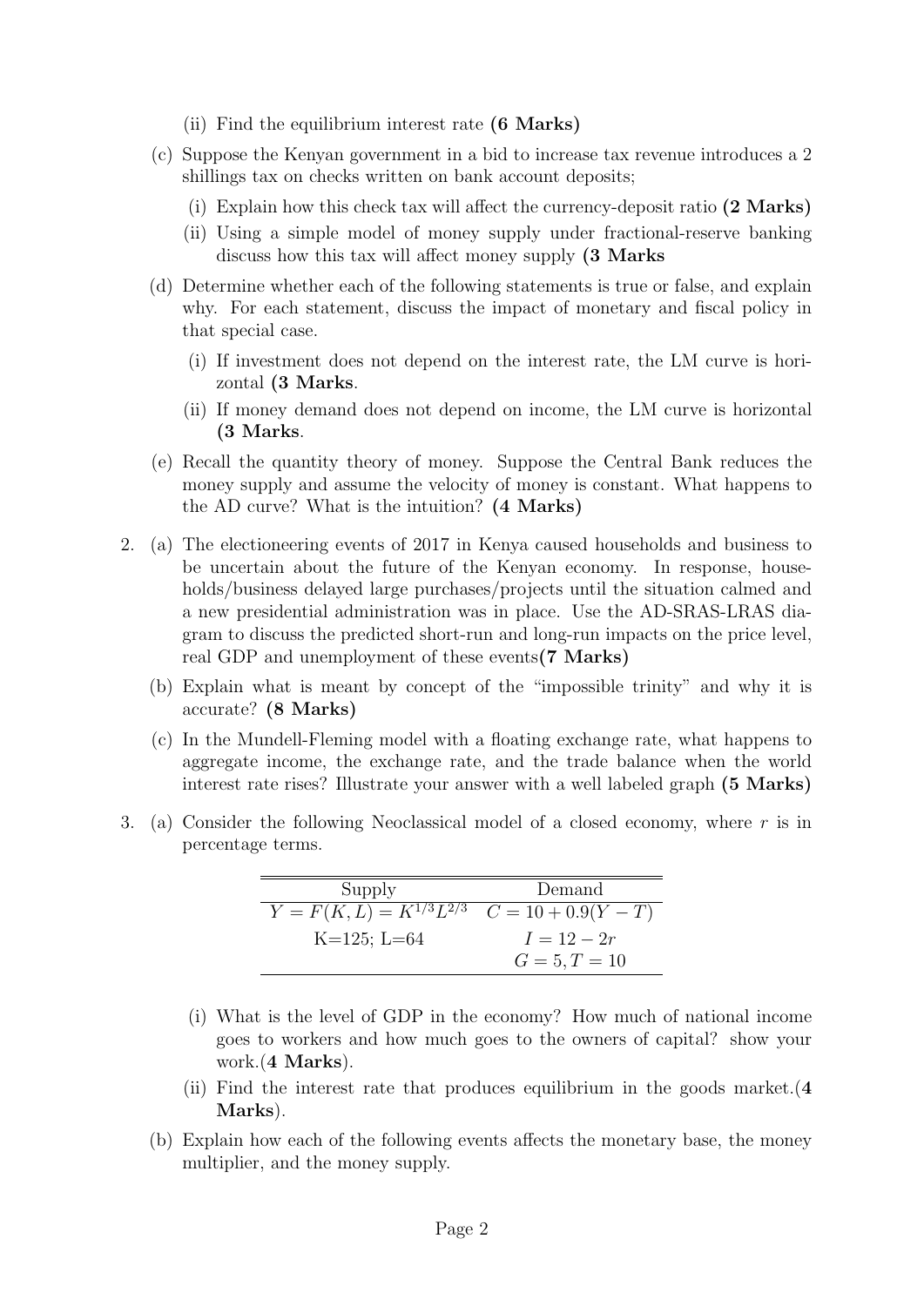(ii) Find the equilibrium interest rate **(6 Marks)**

(c) Suppose the Kenyan government in a bid to increase tax revenue introduces a 2 shillings tax on checks written on bank account deposits;

  (i) Explain how this check tax will affect the currency-deposit ratio **(2 Marks)**

  (ii) Using a simple model of money supply under fractional-reserve banking discuss how this tax will affect money supply **(3 Marks**

(d) Determine whether each of the following statements is true or false, and explain why. For each statement, discuss the impact of monetary and fiscal policy in that special case.

  (i) If investment does not depend on the interest rate, the LM curve is horizontal **(3 Marks**.

  (ii) If money demand does not depend on income, the LM curve is horizontal **(3 Marks**.

(e) Recall the quantity theory of money. Suppose the Central Bank reduces the money supply and assume the velocity of money is constant. What happens to the AD curve? What is the intuition? **(4 Marks)**

2. (a) The electioneering events of 2017 in Kenya caused households and business to be uncertain about the future of the Kenyan economy. In response, households/business delayed large purchases/projects until the situation calmed and a new presidential administration was in place. Use the AD-SRAS-LRAS diagram to discuss the predicted short-run and long-run impacts on the price level, real GDP and unemployment of these events**(7 Marks)**

   (b) Explain what is meant by concept of the "impossible trinity" and why it is accurate? **(8 Marks)**

   (c) In the Mundell-Fleming model with a floating exchange rate, what happens to aggregate income, the exchange rate, and the trade balance when the world interest rate rises? Illustrate your answer with a well labeled graph **(5 Marks)**

3. (a) Consider the following Neoclassical model of a closed economy, where $r$ is in percentage terms.

| Supply | Demand |
|---|---|
| $Y = F(K, L) = K^{1/3}L^{2/3}$ | $C = 10 + 0.9(Y - T)$ |
| K=125; L=64 | $I = 12 - 2r$ |
| | $G = 5, T = 10$ |

  (i) What is the level of GDP in the economy? How much of national income goes to workers and how much goes to the owners of capital? show your work.(**4 Marks**).

  (ii) Find the interest rate that produces equilibrium in the goods market.(**4 Marks**).

   (b) Explain how each of the following events affects the monetary base, the money multiplier, and the money supply.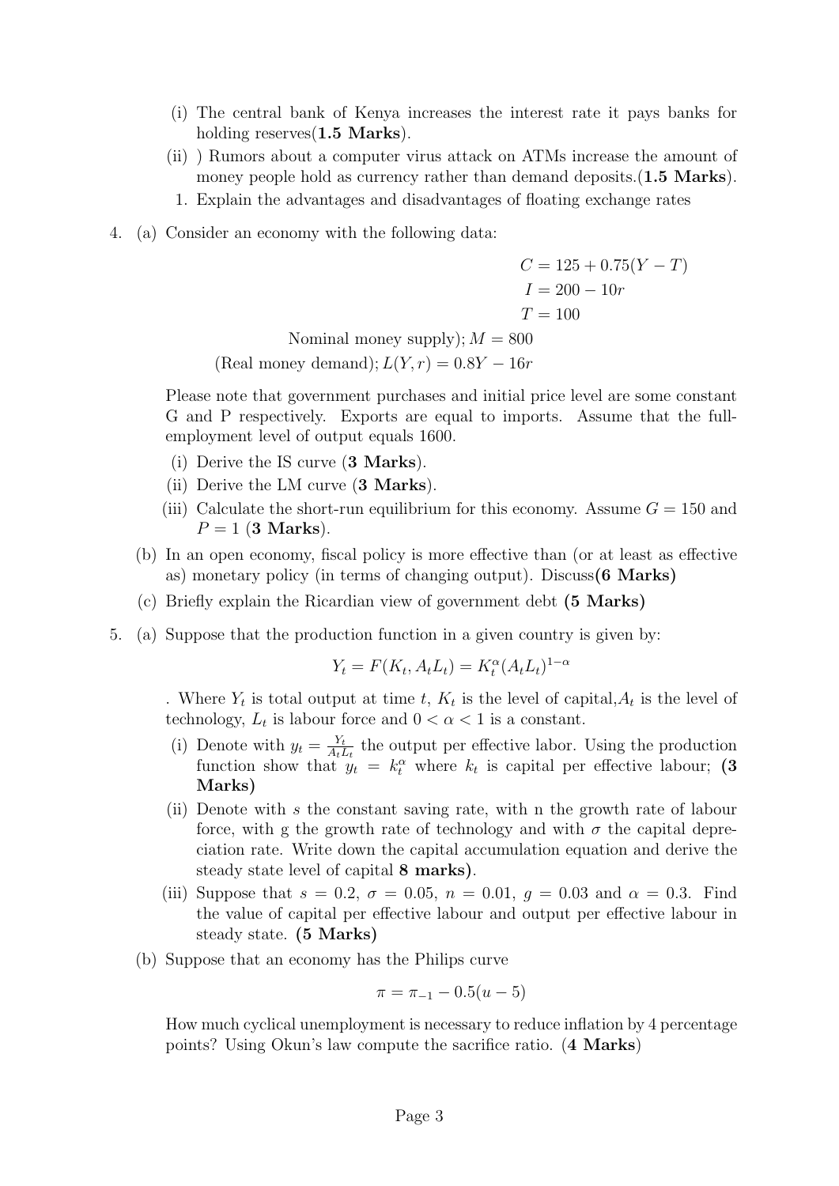(i) The central bank of Kenya increases the interest rate it pays banks for holding reserves(**1.5 Marks**).

(ii) ) Rumors about a computer virus attack on ATMs increase the amount of money people hold as currency rather than demand deposits.(**1.5 Marks**).

1. Explain the advantages and disadvantages of floating exchange rates

4. (a) Consider an economy with the following data:

$$C = 125 + 0.75(Y - T)$$
$$I = 200 - 10r$$
$$T = 100$$

Nominal money supply); $M = 800$

(Real money demand); $L(Y, r) = 0.8Y - 16r$

Please note that government purchases and initial price level are some constant G and P respectively. Exports are equal to imports. Assume that the full-employment level of output equals 1600.

(i) Derive the IS curve (**3 Marks**).

(ii) Derive the LM curve (**3 Marks**).

(iii) Calculate the short-run equilibrium for this economy. Assume $G = 150$ and $P = 1$ (**3 Marks**).

(b) In an open economy, fiscal policy is more effective than (or at least as effective as) monetary policy (in terms of changing output). Discuss**(6 Marks)**

(c) Briefly explain the Ricardian view of government debt **(5 Marks)**

5. (a) Suppose that the production function in a given country is given by:

$$Y_t = F(K_t, A_tL_t) = K_t^{\alpha}(A_tL_t)^{1-\alpha}$$

. Where $Y_t$ is total output at time $t$, $K_t$ is the level of capital, $A_t$ is the level of technology, $L_t$ is labour force and $0 < \alpha < 1$ is a constant.

(i) Denote with $y_t = \frac{Y_t}{A_tL_t}$ the output per effective labor. Using the production function show that $y_t = k_t^{\alpha}$ where $k_t$ is capital per effective labour; **(3 Marks)**

(ii) Denote with $s$ the constant saving rate, with n the growth rate of labour force, with g the growth rate of technology and with $\sigma$ the capital depreciation rate. Write down the capital accumulation equation and derive the steady state level of capital **8 marks)**.

(iii) Suppose that $s = 0.2$, $\sigma = 0.05$, $n = 0.01$, $g = 0.03$ and $\alpha = 0.3$. Find the value of capital per effective labour and output per effective labour in steady state. **(5 Marks)**

(b) Suppose that an economy has the Philips curve

$$\pi = \pi_{-1} - 0.5(u - 5)$$

How much cyclical unemployment is necessary to reduce inflation by 4 percentage points? Using Okun's law compute the sacrifice ratio. (**4 Marks**)